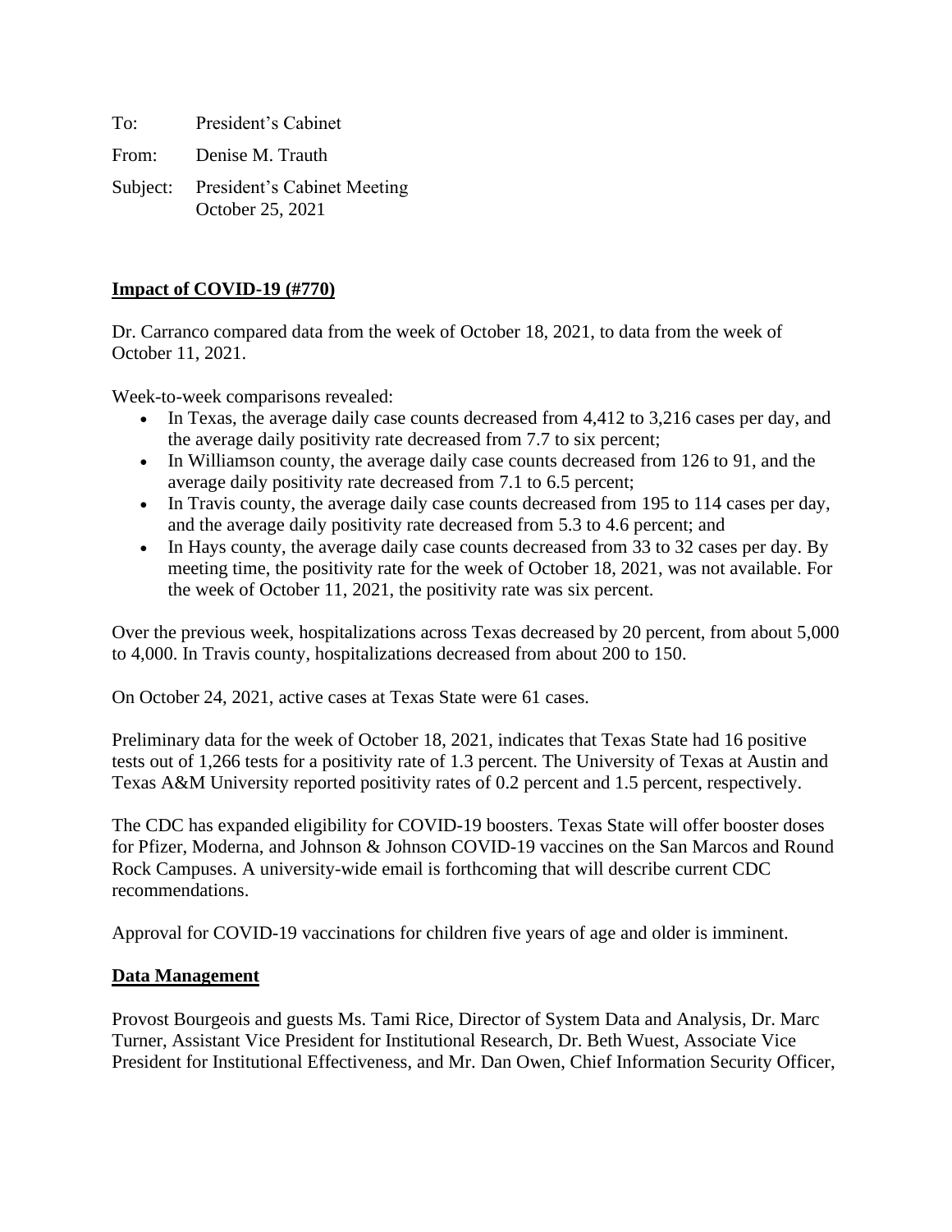To: President's Cabinet

From: Denise M. Trauth

Subject: President's Cabinet Meeting
October 25, 2021

## Impact of COVID-19 (#770)

Dr. Carranco compared data from the week of October 18, 2021, to data from the week of October 11, 2021.

Week-to-week comparisons revealed:

- In Texas, the average daily case counts decreased from 4,412 to 3,216 cases per day, and the average daily positivity rate decreased from 7.7 to six percent;
- In Williamson county, the average daily case counts decreased from 126 to 91, and the average daily positivity rate decreased from 7.1 to 6.5 percent;
- In Travis county, the average daily case counts decreased from 195 to 114 cases per day, and the average daily positivity rate decreased from 5.3 to 4.6 percent; and
- In Hays county, the average daily case counts decreased from 33 to 32 cases per day. By meeting time, the positivity rate for the week of October 18, 2021, was not available. For the week of October 11, 2021, the positivity rate was six percent.

Over the previous week, hospitalizations across Texas decreased by 20 percent, from about 5,000 to 4,000. In Travis county, hospitalizations decreased from about 200 to 150.

On October 24, 2021, active cases at Texas State were 61 cases.

Preliminary data for the week of October 18, 2021, indicates that Texas State had 16 positive tests out of 1,266 tests for a positivity rate of 1.3 percent. The University of Texas at Austin and Texas A&M University reported positivity rates of 0.2 percent and 1.5 percent, respectively.

The CDC has expanded eligibility for COVID-19 boosters. Texas State will offer booster doses for Pfizer, Moderna, and Johnson & Johnson COVID-19 vaccines on the San Marcos and Round Rock Campuses. A university-wide email is forthcoming that will describe current CDC recommendations.

Approval for COVID-19 vaccinations for children five years of age and older is imminent.

## Data Management

Provost Bourgeois and guests Ms. Tami Rice, Director of System Data and Analysis, Dr. Marc Turner, Assistant Vice President for Institutional Research, Dr. Beth Wuest, Associate Vice President for Institutional Effectiveness, and Mr. Dan Owen, Chief Information Security Officer,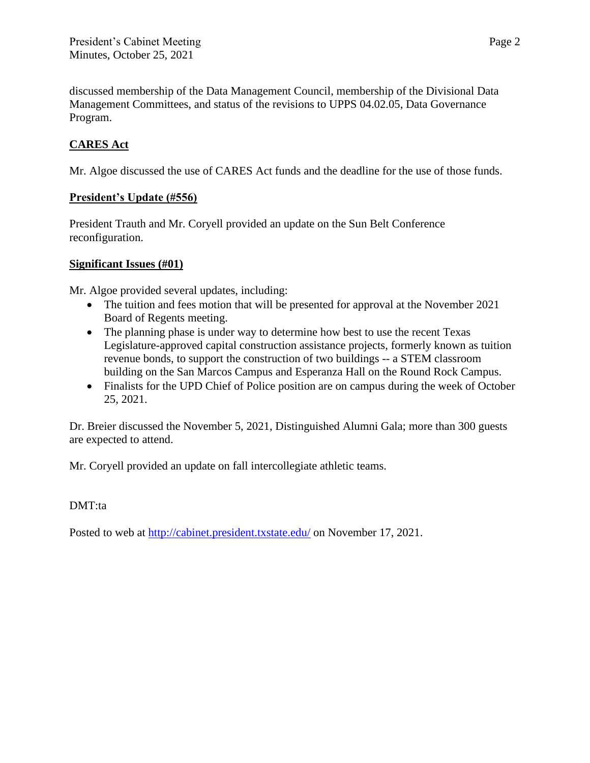discussed membership of the Data Management Council, membership of the Divisional Data Management Committees, and status of the revisions to UPPS 04.02.05, Data Governance Program.

**CARES Act**

Mr. Algoe discussed the use of CARES Act funds and the deadline for the use of those funds.

**President's Update (#556)**

President Trauth and Mr. Coryell provided an update on the Sun Belt Conference reconfiguration.

**Significant Issues (#01)**

Mr. Algoe provided several updates, including:

- The tuition and fees motion that will be presented for approval at the November 2021 Board of Regents meeting.
- The planning phase is under way to determine how best to use the recent Texas Legislature-approved capital construction assistance projects, formerly known as tuition revenue bonds, to support the construction of two buildings -- a STEM classroom building on the San Marcos Campus and Esperanza Hall on the Round Rock Campus.
- Finalists for the UPD Chief of Police position are on campus during the week of October 25, 2021.

Dr. Breier discussed the November 5, 2021, Distinguished Alumni Gala; more than 300 guests are expected to attend.

Mr. Coryell provided an update on fall intercollegiate athletic teams.

DMT:ta

Posted to web at http://cabinet.president.txstate.edu/ on November 17, 2021.